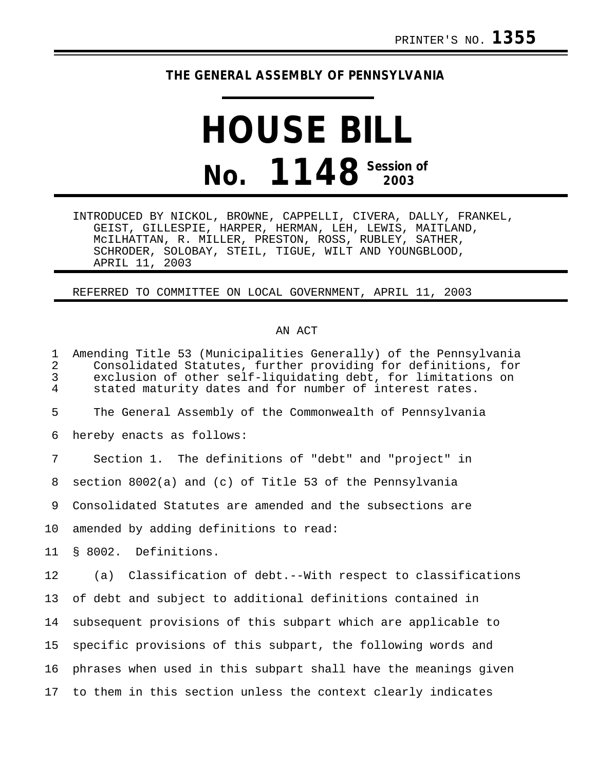PRINTER'S NO. **1355**

**THE GENERAL ASSEMBLY OF PENNSYLVANIA**

# HOUSE BILL

# No. 1148 Session of 2003

INTRODUCED BY NICKOL, BROWNE, CAPPELLI, CIVERA, DALLY, FRANKEL, GEIST, GILLESPIE, HARPER, HERMAN, LEH, LEWIS, MAITLAND, McILHATTAN, R. MILLER, PRESTON, ROSS, RUBLEY, SATHER, SCHRODER, SOLOBAY, STEIL, TIGUE, WILT AND YOUNGBLOOD, APRIL 11, 2003

REFERRED TO COMMITTEE ON LOCAL GOVERNMENT, APRIL 11, 2003

AN ACT

Amending Title 53 (Municipalities Generally) of the Pennsylvania Consolidated Statutes, further providing for definitions, for exclusion of other self-liquidating debt, for limitations on stated maturity dates and for number of interest rates.

The General Assembly of the Commonwealth of Pennsylvania hereby enacts as follows:

Section 1. The definitions of "debt" and "project" in section 8002(a) and (c) of Title 53 of the Pennsylvania Consolidated Statutes are amended and the subsections are amended by adding definitions to read:

§ 8002. Definitions.

(a) Classification of debt.--With respect to classifications of debt and subject to additional definitions contained in subsequent provisions of this subpart which are applicable to specific provisions of this subpart, the following words and phrases when used in this subpart shall have the meanings given to them in this section unless the context clearly indicates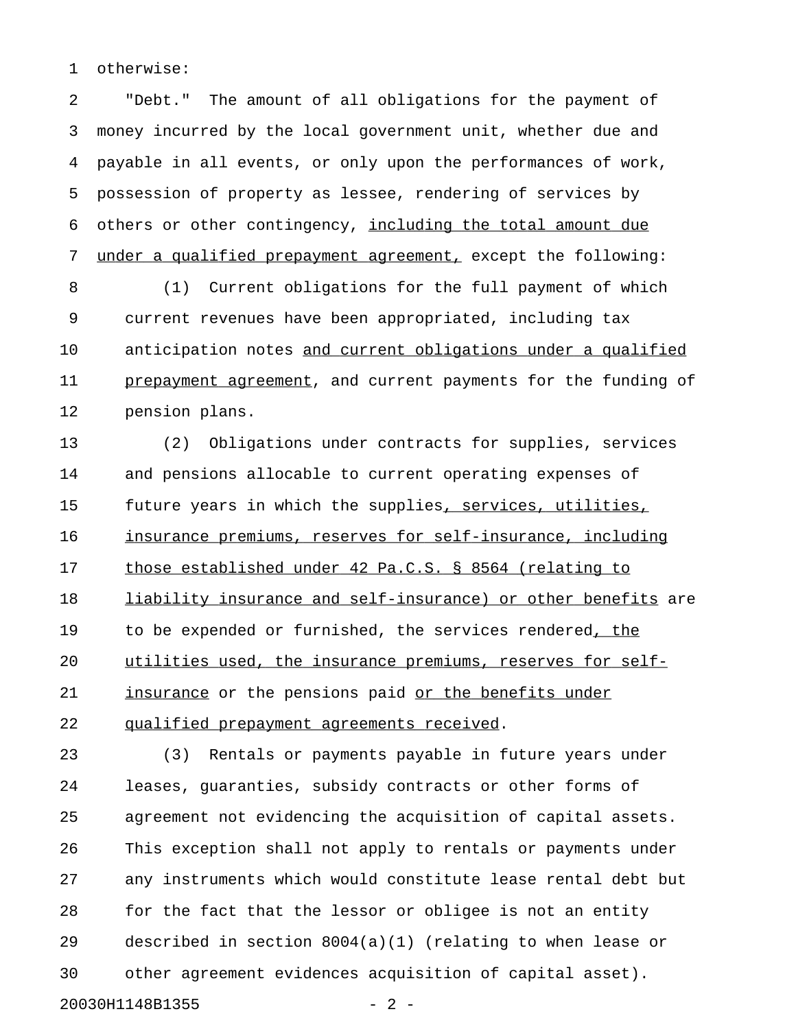otherwise:

"Debt." The amount of all obligations for the payment of money incurred by the local government unit, whether due and payable in all events, or only upon the performances of work, possession of property as lessee, rendering of services by others or other contingency, <u>including the total amount due under a qualified prepayment agreement,</u> except the following:

(1) Current obligations for the full payment of which current revenues have been appropriated, including tax anticipation notes <u>and current obligations under a qualified prepayment agreement</u>, and current payments for the funding of pension plans.

(2) Obligations under contracts for supplies, services and pensions allocable to current operating expenses of future years in which the supplies<u>, services, utilities, insurance premiums, reserves for self-insurance, including those established under 42 Pa.C.S. § 8564 (relating to liability insurance and self-insurance) or other benefits</u> are to be expended or furnished, the services rendered<u>, the utilities used, the insurance premiums, reserves for self-insurance</u> or the pensions paid <u>or the benefits under qualified prepayment agreements received</u>.

(3) Rentals or payments payable in future years under leases, guaranties, subsidy contracts or other forms of agreement not evidencing the acquisition of capital assets. This exception shall not apply to rentals or payments under any instruments which would constitute lease rental debt but for the fact that the lessor or obligee is not an entity described in section 8004(a)(1) (relating to when lease or other agreement evidences acquisition of capital asset).

20030H1148B1355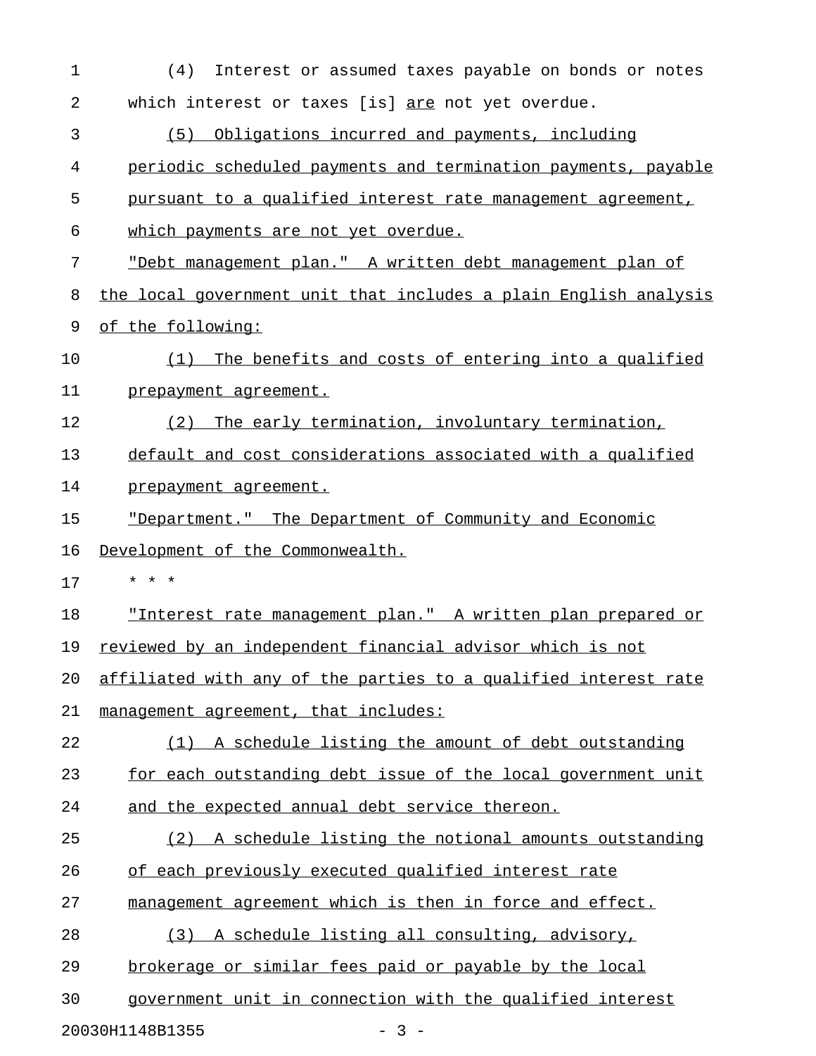(4) Interest or assumed taxes payable on bonds or notes which interest or taxes [is] are not yet overdue.

(5) Obligations incurred and payments, including periodic scheduled payments and termination payments, payable pursuant to a qualified interest rate management agreement, which payments are not yet overdue.

"Debt management plan." A written debt management plan of the local government unit that includes a plain English analysis of the following:

(1) The benefits and costs of entering into a qualified prepayment agreement.

(2) The early termination, involuntary termination, default and cost considerations associated with a qualified prepayment agreement.

"Department." The Department of Community and Economic Development of the Commonwealth.

\* \* \*

"Interest rate management plan." A written plan prepared or reviewed by an independent financial advisor which is not affiliated with any of the parties to a qualified interest rate management agreement, that includes:

(1) A schedule listing the amount of debt outstanding for each outstanding debt issue of the local government unit and the expected annual debt service thereon.

(2) A schedule listing the notional amounts outstanding of each previously executed qualified interest rate management agreement which is then in force and effect.

(3) A schedule listing all consulting, advisory, brokerage or similar fees paid or payable by the local government unit in connection with the qualified interest

20030H1148B1355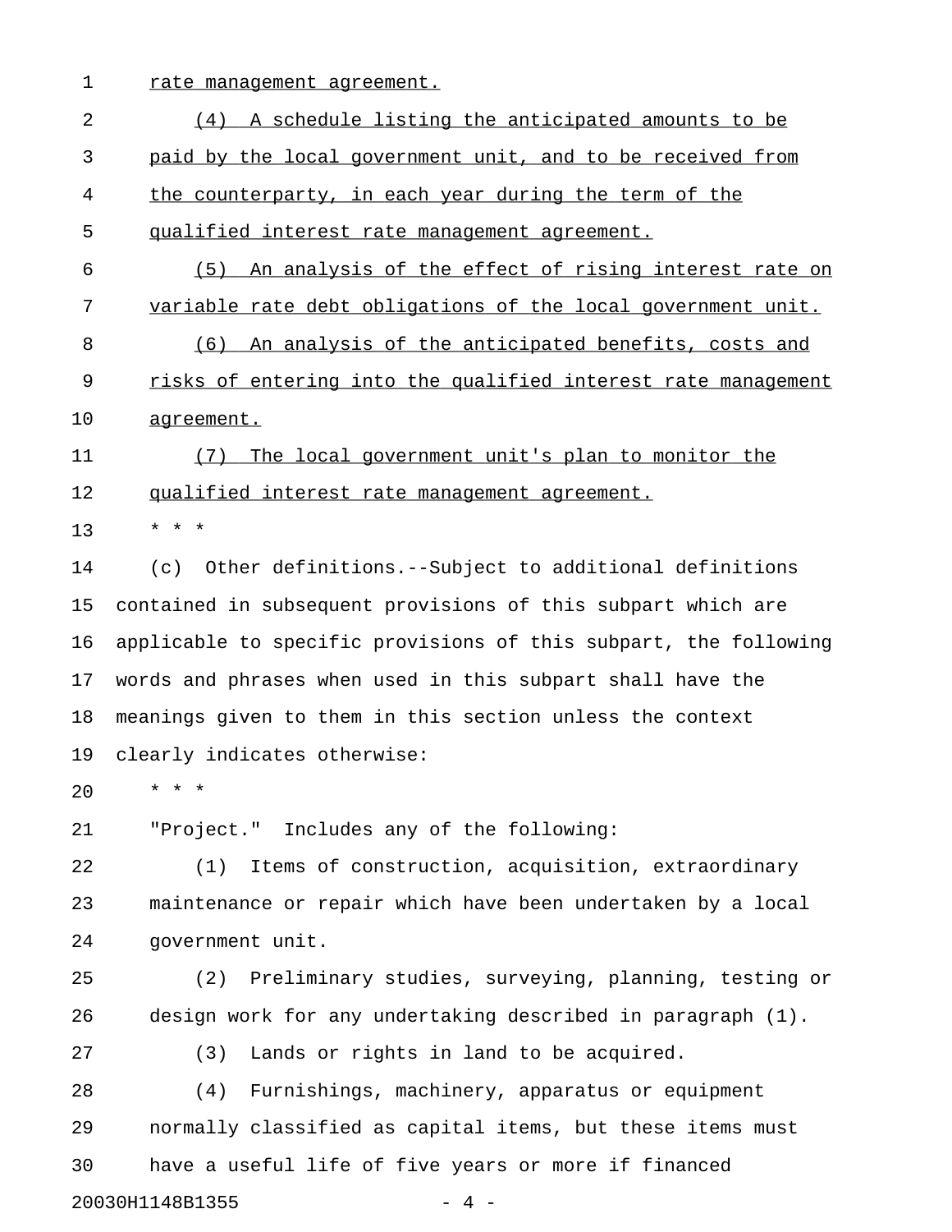rate management agreement.

(4) A schedule listing the anticipated amounts to be paid by the local government unit, and to be received from the counterparty, in each year during the term of the qualified interest rate management agreement.

(5) An analysis of the effect of rising interest rate on variable rate debt obligations of the local government unit.

(6) An analysis of the anticipated benefits, costs and risks of entering into the qualified interest rate management agreement.

(7) The local government unit's plan to monitor the qualified interest rate management agreement.

* * *

(c) Other definitions.--Subject to additional definitions contained in subsequent provisions of this subpart which are applicable to specific provisions of this subpart, the following words and phrases when used in this subpart shall have the meanings given to them in this section unless the context clearly indicates otherwise:

* * *

"Project." Includes any of the following:

(1) Items of construction, acquisition, extraordinary maintenance or repair which have been undertaken by a local government unit.

(2) Preliminary studies, surveying, planning, testing or design work for any undertaking described in paragraph (1).

(3) Lands or rights in land to be acquired.

(4) Furnishings, machinery, apparatus or equipment normally classified as capital items, but these items must have a useful life of five years or more if financed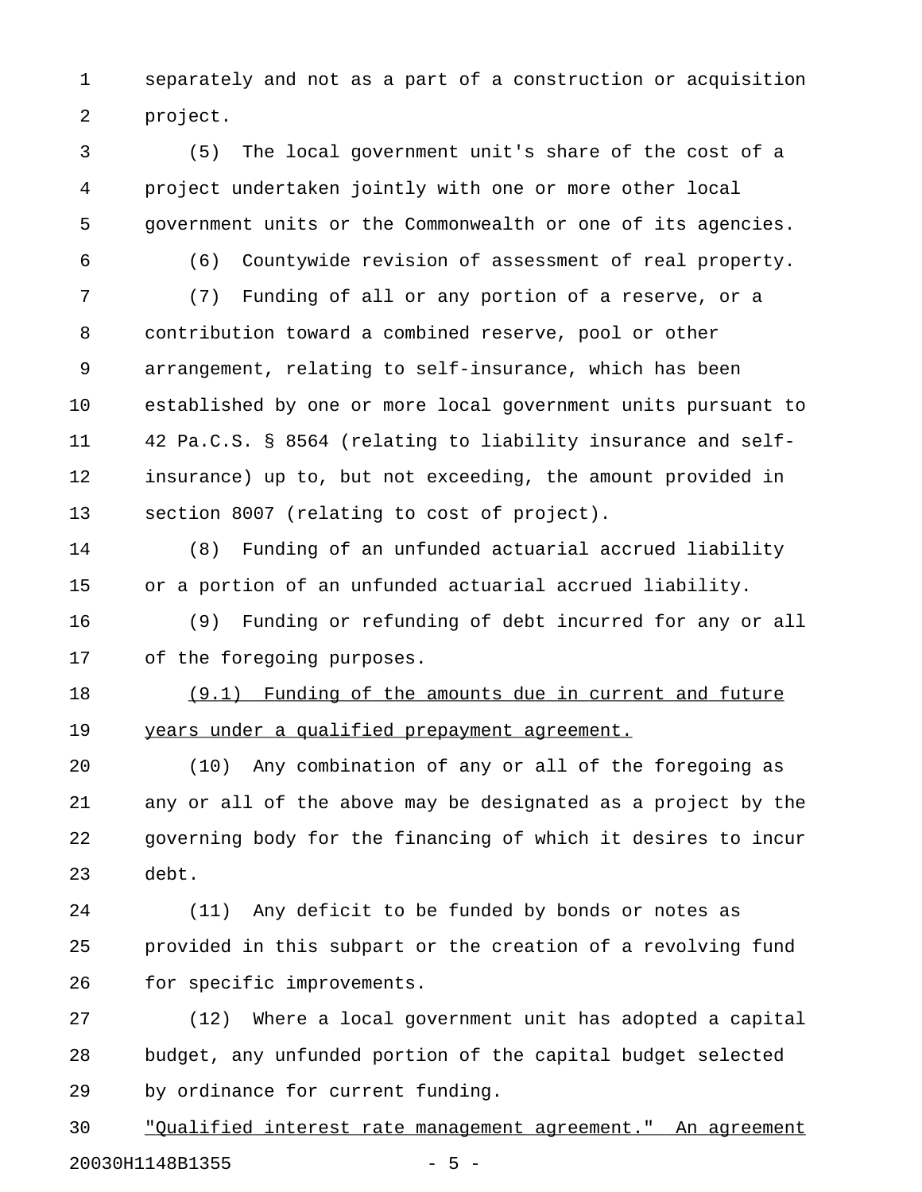separately and not as a part of a construction or acquisition project.

(5) The local government unit's share of the cost of a project undertaken jointly with one or more other local government units or the Commonwealth or one of its agencies.

(6) Countywide revision of assessment of real property.

(7) Funding of all or any portion of a reserve, or a contribution toward a combined reserve, pool or other arrangement, relating to self-insurance, which has been established by one or more local government units pursuant to 42 Pa.C.S. § 8564 (relating to liability insurance and self-insurance) up to, but not exceeding, the amount provided in section 8007 (relating to cost of project).

(8) Funding of an unfunded actuarial accrued liability or a portion of an unfunded actuarial accrued liability.

(9) Funding or refunding of debt incurred for any or all of the foregoing purposes.

<u>(9.1) Funding of the amounts due in current and future years under a qualified prepayment agreement.</u>

(10) Any combination of any or all of the foregoing as any or all of the above may be designated as a project by the governing body for the financing of which it desires to incur debt.

(11) Any deficit to be funded by bonds or notes as provided in this subpart or the creation of a revolving fund for specific improvements.

(12) Where a local government unit has adopted a capital budget, any unfunded portion of the capital budget selected by ordinance for current funding.

<u>"Qualified interest rate management agreement." An agreement</u>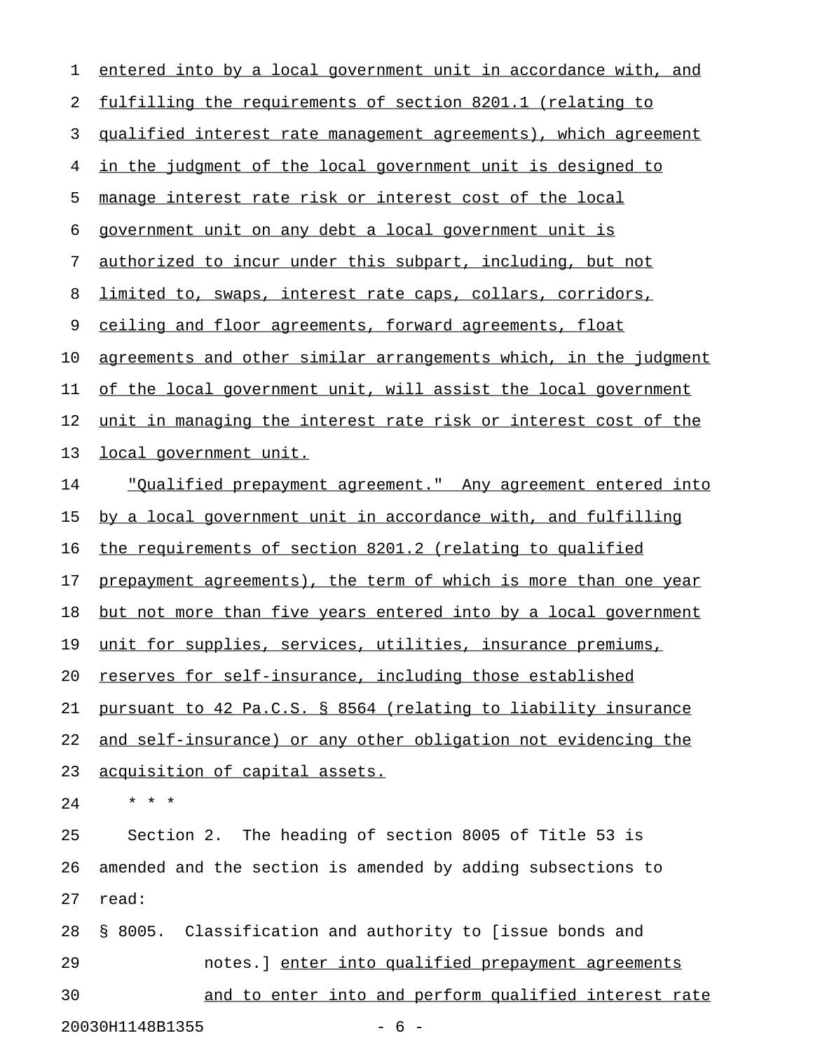entered into by a local government unit in accordance with, and fulfilling the requirements of section 8201.1 (relating to qualified interest rate management agreements), which agreement in the judgment of the local government unit is designed to manage interest rate risk or interest cost of the local government unit on any debt a local government unit is authorized to incur under this subpart, including, but not limited to, swaps, interest rate caps, collars, corridors, ceiling and floor agreements, forward agreements, float agreements and other similar arrangements which, in the judgment of the local government unit, will assist the local government unit in managing the interest rate risk or interest cost of the local government unit.

"Qualified prepayment agreement." Any agreement entered into by a local government unit in accordance with, and fulfilling the requirements of section 8201.2 (relating to qualified prepayment agreements), the term of which is more than one year but not more than five years entered into by a local government unit for supplies, services, utilities, insurance premiums, reserves for self-insurance, including those established pursuant to 42 Pa.C.S. § 8564 (relating to liability insurance and self-insurance) or any other obligation not evidencing the acquisition of capital assets.

\* \* \*

Section 2. The heading of section 8005 of Title 53 is amended and the section is amended by adding subsections to read:

§ 8005. Classification and authority to [issue bonds and notes.] enter into qualified prepayment agreements and to enter into and perform qualified interest rate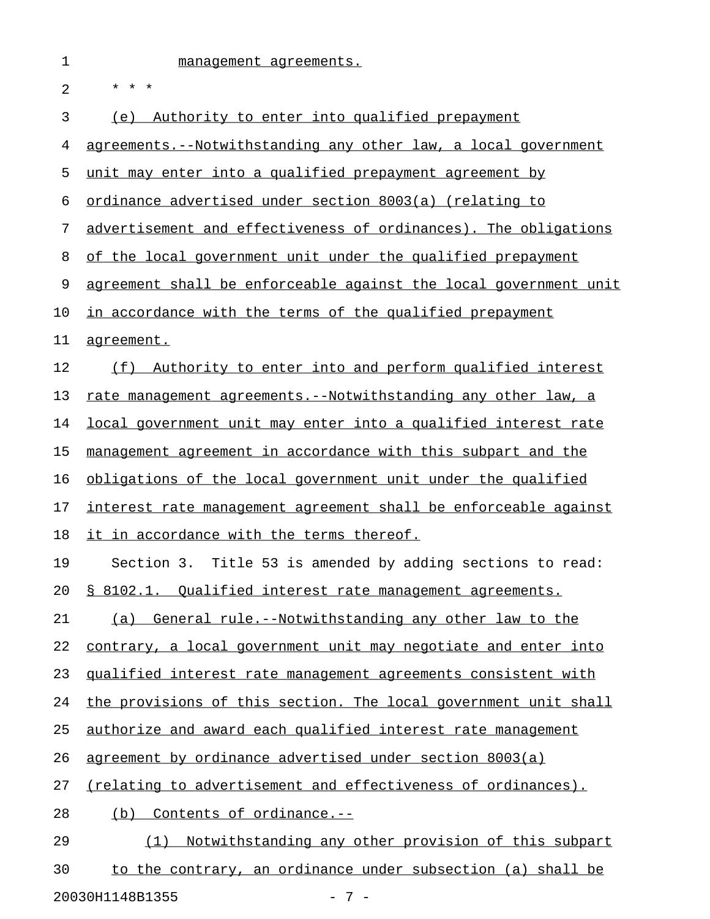management agreements.

* * *

(e) Authority to enter into qualified prepayment agreements.--Notwithstanding any other law, a local government unit may enter into a qualified prepayment agreement by ordinance advertised under section 8003(a) (relating to advertisement and effectiveness of ordinances). The obligations of the local government unit under the qualified prepayment agreement shall be enforceable against the local government unit in accordance with the terms of the qualified prepayment agreement.

(f) Authority to enter into and perform qualified interest rate management agreements.--Notwithstanding any other law, a local government unit may enter into a qualified interest rate management agreement in accordance with this subpart and the obligations of the local government unit under the qualified interest rate management agreement shall be enforceable against it in accordance with the terms thereof.

Section 3. Title 53 is amended by adding sections to read:

§ 8102.1. Qualified interest rate management agreements.

(a) General rule.--Notwithstanding any other law to the contrary, a local government unit may negotiate and enter into qualified interest rate management agreements consistent with the provisions of this section. The local government unit shall authorize and award each qualified interest rate management agreement by ordinance advertised under section 8003(a) (relating to advertisement and effectiveness of ordinances).

(b) Contents of ordinance.--

(1) Notwithstanding any other provision of this subpart to the contrary, an ordinance under subsection (a) shall be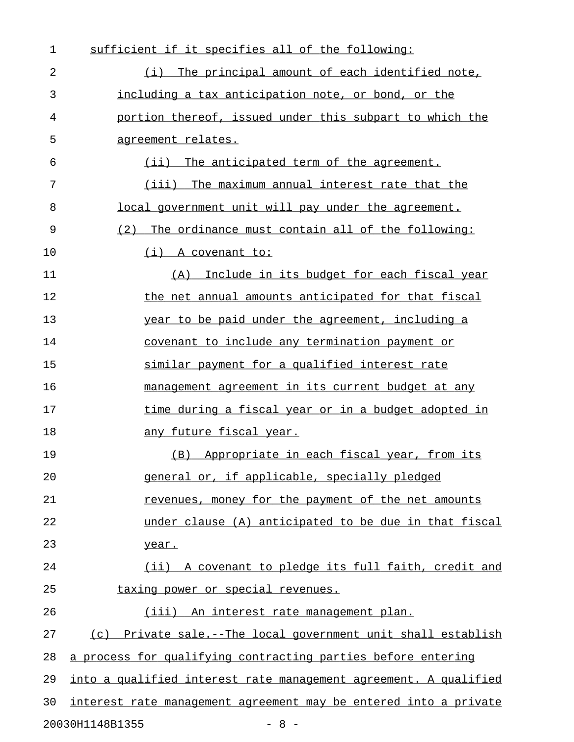sufficient if it specifies all of the following:

(i) The principal amount of each identified note, including a tax anticipation note, or bond, or the portion thereof, issued under this subpart to which the agreement relates.

(ii) The anticipated term of the agreement.

(iii) The maximum annual interest rate that the local government unit will pay under the agreement.

(2) The ordinance must contain all of the following:

(i) A covenant to:

(A) Include in its budget for each fiscal year the net annual amounts anticipated for that fiscal year to be paid under the agreement, including a covenant to include any termination payment or similar payment for a qualified interest rate management agreement in its current budget at any time during a fiscal year or in a budget adopted in any future fiscal year.

(B) Appropriate in each fiscal year, from its general or, if applicable, specially pledged revenues, money for the payment of the net amounts under clause (A) anticipated to be due in that fiscal year.

(ii) A covenant to pledge its full faith, credit and taxing power or special revenues.

(iii) An interest rate management plan.

(c) Private sale.--The local government unit shall establish a process for qualifying contracting parties before entering into a qualified interest rate management agreement. A qualified interest rate management agreement may be entered into a private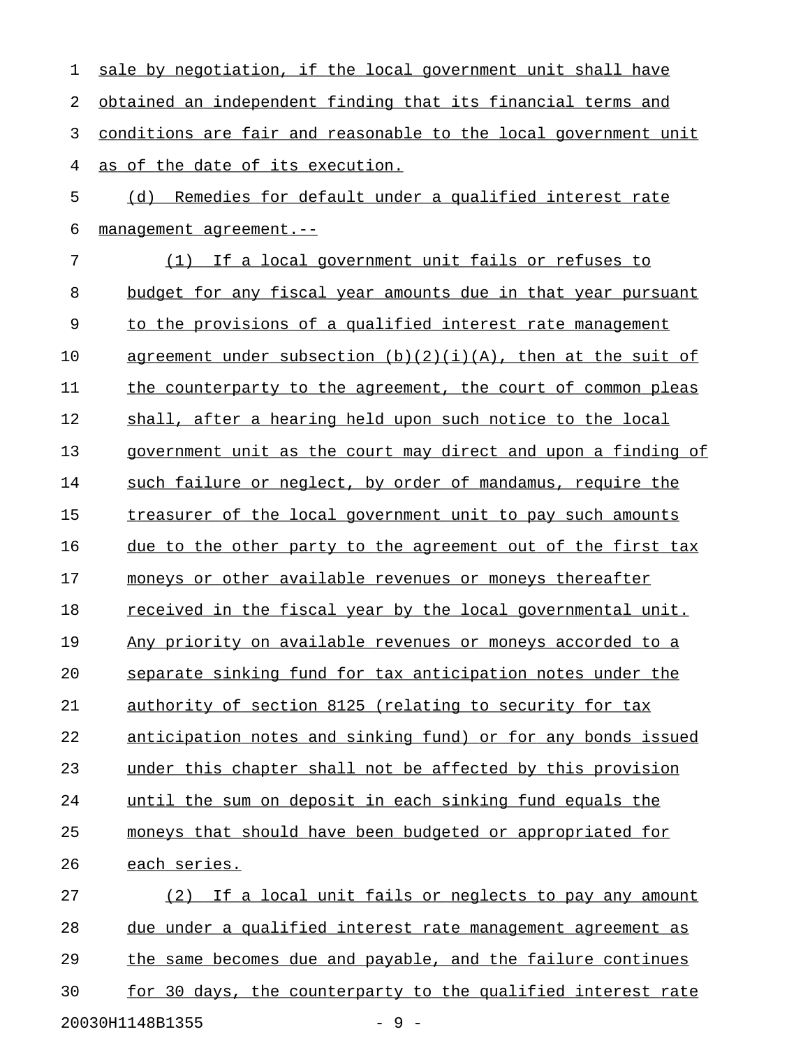sale by negotiation, if the local government unit shall have obtained an independent finding that its financial terms and conditions are fair and reasonable to the local government unit as of the date of its execution.

(d) Remedies for default under a qualified interest rate management agreement.--

(1) If a local government unit fails or refuses to budget for any fiscal year amounts due in that year pursuant to the provisions of a qualified interest rate management agreement under subsection (b)(2)(i)(A), then at the suit of the counterparty to the agreement, the court of common pleas shall, after a hearing held upon such notice to the local government unit as the court may direct and upon a finding of such failure or neglect, by order of mandamus, require the treasurer of the local government unit to pay such amounts due to the other party to the agreement out of the first tax moneys or other available revenues or moneys thereafter received in the fiscal year by the local governmental unit. Any priority on available revenues or moneys accorded to a separate sinking fund for tax anticipation notes under the authority of section 8125 (relating to security for tax anticipation notes and sinking fund) or for any bonds issued under this chapter shall not be affected by this provision until the sum on deposit in each sinking fund equals the moneys that should have been budgeted or appropriated for each series.

(2) If a local unit fails or neglects to pay any amount due under a qualified interest rate management agreement as the same becomes due and payable, and the failure continues for 30 days, the counterparty to the qualified interest rate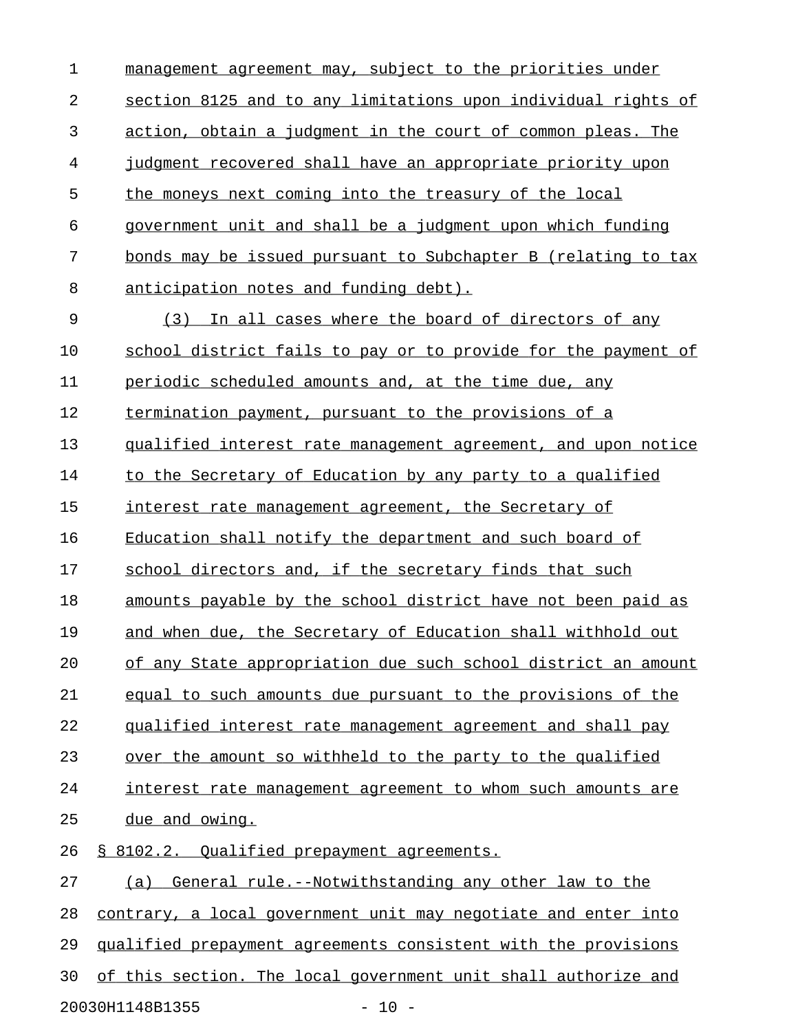management agreement may, subject to the priorities under section 8125 and to any limitations upon individual rights of action, obtain a judgment in the court of common pleas. The judgment recovered shall have an appropriate priority upon the moneys next coming into the treasury of the local government unit and shall be a judgment upon which funding bonds may be issued pursuant to Subchapter B (relating to tax anticipation notes and funding debt).

(3) In all cases where the board of directors of any school district fails to pay or to provide for the payment of periodic scheduled amounts and, at the time due, any termination payment, pursuant to the provisions of a qualified interest rate management agreement, and upon notice to the Secretary of Education by any party to a qualified interest rate management agreement, the Secretary of Education shall notify the department and such board of school directors and, if the secretary finds that such amounts payable by the school district have not been paid as and when due, the Secretary of Education shall withhold out of any State appropriation due such school district an amount equal to such amounts due pursuant to the provisions of the qualified interest rate management agreement and shall pay over the amount so withheld to the party to the qualified interest rate management agreement to whom such amounts are due and owing.

§ 8102.2. Qualified prepayment agreements.

(a) General rule.--Notwithstanding any other law to the contrary, a local government unit may negotiate and enter into qualified prepayment agreements consistent with the provisions of this section. The local government unit shall authorize and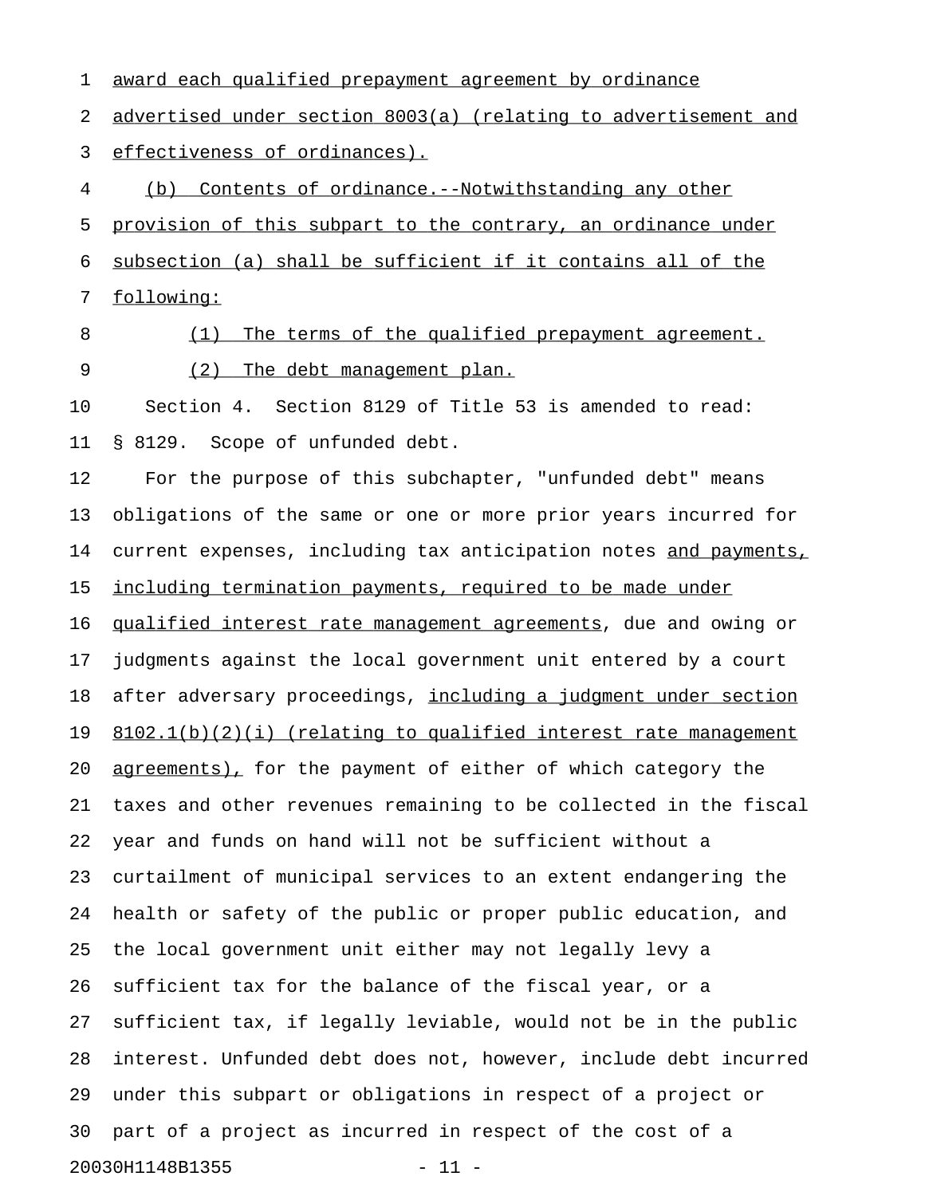award each qualified prepayment agreement by ordinance advertised under section 8003(a) (relating to advertisement and effectiveness of ordinances).

(b) Contents of ordinance.--Notwithstanding any other provision of this subpart to the contrary, an ordinance under subsection (a) shall be sufficient if it contains all of the following:

(1) The terms of the qualified prepayment agreement.

(2) The debt management plan.

Section 4. Section 8129 of Title 53 is amended to read:

§ 8129. Scope of unfunded debt.

For the purpose of this subchapter, "unfunded debt" means obligations of the same or one or more prior years incurred for current expenses, including tax anticipation notes and payments, including termination payments, required to be made under qualified interest rate management agreements, due and owing or judgments against the local government unit entered by a court after adversary proceedings, including a judgment under section 8102.1(b)(2)(i) (relating to qualified interest rate management agreements), for the payment of either of which category the taxes and other revenues remaining to be collected in the fiscal year and funds on hand will not be sufficient without a curtailment of municipal services to an extent endangering the health or safety of the public or proper public education, and the local government unit either may not legally levy a sufficient tax for the balance of the fiscal year, or a sufficient tax, if legally leviable, would not be in the public interest. Unfunded debt does not, however, include debt incurred under this subpart or obligations in respect of a project or part of a project as incurred in respect of the cost of a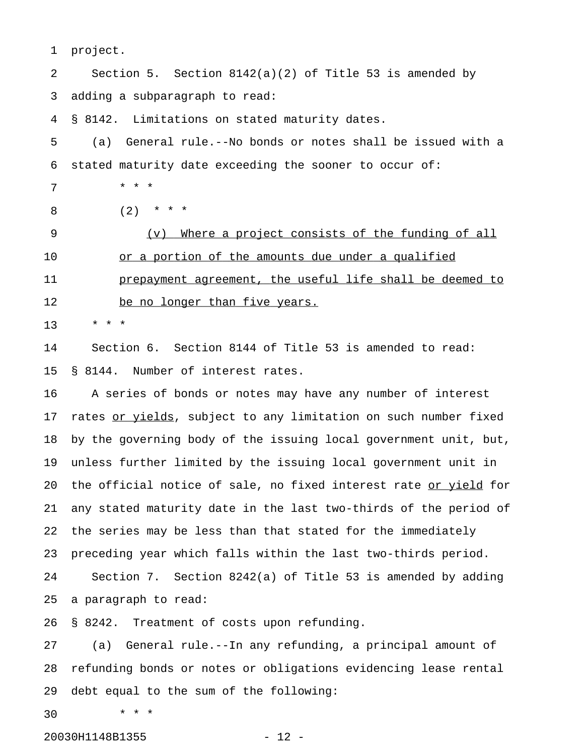project.

Section 5. Section 8142(a)(2) of Title 53 is amended by adding a subparagraph to read:

§ 8142. Limitations on stated maturity dates.

(a) General rule.--No bonds or notes shall be issued with a stated maturity date exceeding the sooner to occur of:

\* \* \*

(2) \* \* \*

<u>(v) Where a project consists of the funding of all or a portion of the amounts due under a qualified prepayment agreement, the useful life shall be deemed to be no longer than five years.</u>

\* \* \*

Section 6. Section 8144 of Title 53 is amended to read:

§ 8144. Number of interest rates.

A series of bonds or notes may have any number of interest rates <u>or yields</u>, subject to any limitation on such number fixed by the governing body of the issuing local government unit, but, unless further limited by the issuing local government unit in the official notice of sale, no fixed interest rate <u>or yield</u> for any stated maturity date in the last two-thirds of the period of the series may be less than that stated for the immediately preceding year which falls within the last two-thirds period.

Section 7. Section 8242(a) of Title 53 is amended by adding a paragraph to read:

§ 8242. Treatment of costs upon refunding.

(a) General rule.--In any refunding, a principal amount of refunding bonds or notes or obligations evidencing lease rental debt equal to the sum of the following:

\* \* \*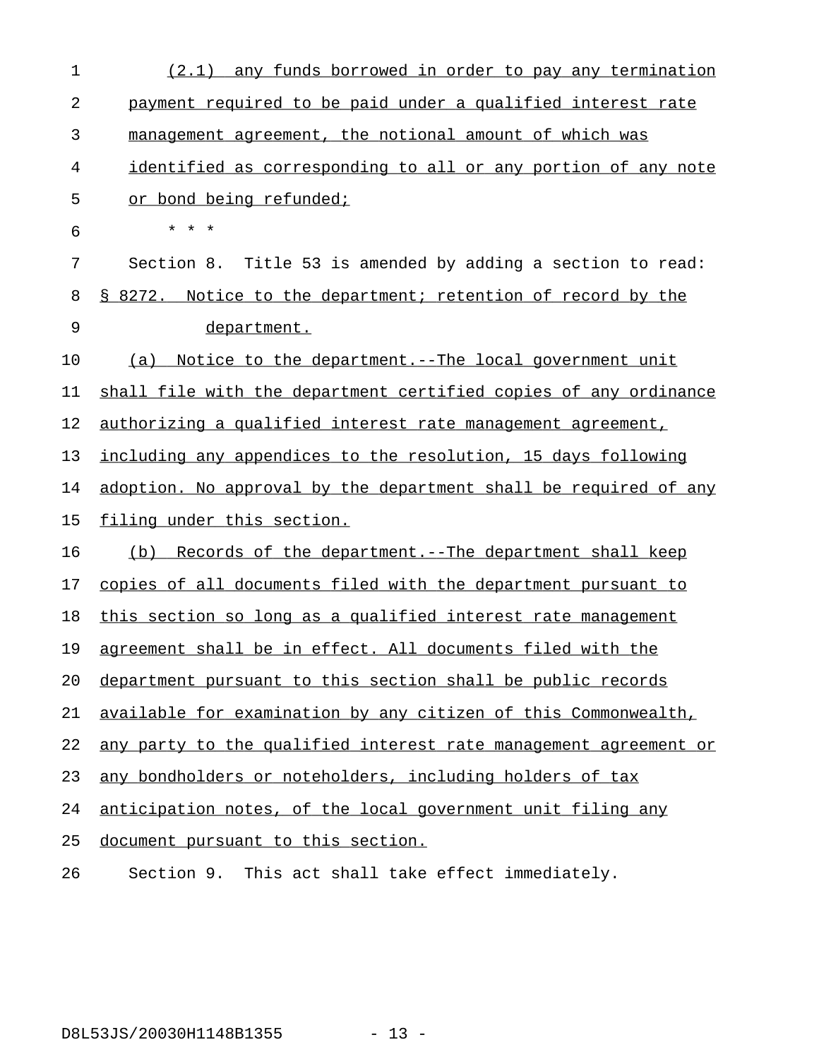(2.1) any funds borrowed in order to pay any termination payment required to be paid under a qualified interest rate management agreement, the notional amount of which was identified as corresponding to all or any portion of any note or bond being refunded;

\* \* \*

Section 8. Title 53 is amended by adding a section to read:

§ 8272. Notice to the department; retention of record by the department.

(a) Notice to the department.--The local government unit shall file with the department certified copies of any ordinance authorizing a qualified interest rate management agreement, including any appendices to the resolution, 15 days following adoption. No approval by the department shall be required of any filing under this section.

(b) Records of the department.--The department shall keep copies of all documents filed with the department pursuant to this section so long as a qualified interest rate management agreement shall be in effect. All documents filed with the department pursuant to this section shall be public records available for examination by any citizen of this Commonwealth, any party to the qualified interest rate management agreement or any bondholders or noteholders, including holders of tax anticipation notes, of the local government unit filing any document pursuant to this section.

Section 9. This act shall take effect immediately.